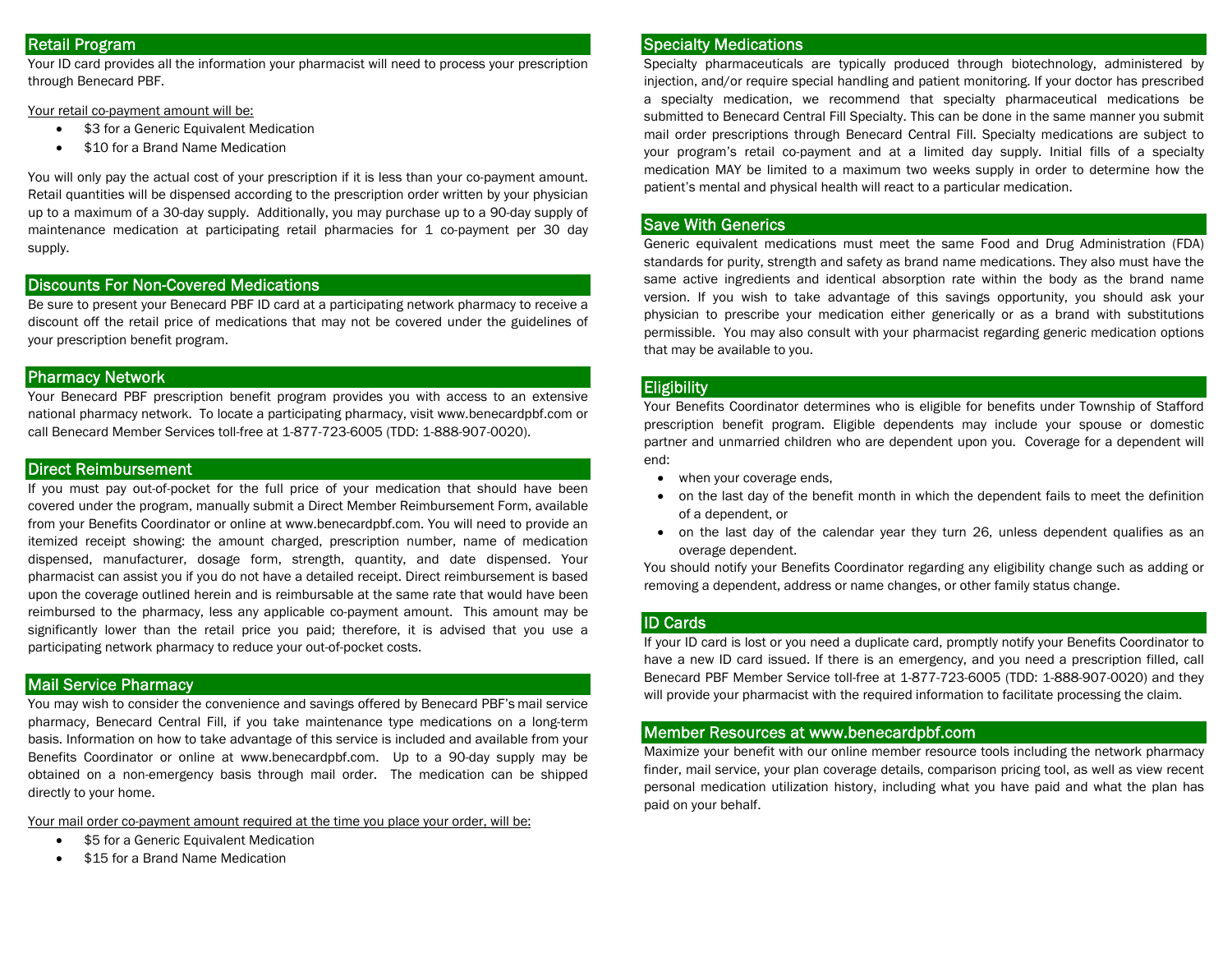## Retail Program

Your ID card provides all the information your pharmacist will need to process your prescription through Benecard PBF.

Your retail co-payment amount will be:

- $3 for a Generic Equivalent Medication
- $10 for a Brand Name Medication

You will only pay the actual cost of your prescription if it is less than your co-payment amount. Retail quantities will be dispensed according to the prescription order written by your physician up to a maximum of a 30-day supply. Additionally, you may purchase up to a 90-day supply of maintenance medication at participating retail pharmacies for 1 co-payment per 30 day supply.

## Discounts For Non-Covered Medications

Be sure to present your Benecard PBF ID card at a participating network pharmacy to receive a discount off the retail price of medications that may not be covered under the guidelines of your prescription benefit program.

## Pharmacy Network

Your Benecard PBF prescription benefit program provides you with access to an extensive national pharmacy network. To locate a participating pharmacy, visit www.benecardpbf.com or call Benecard Member Services toll-free at 1-877-723-6005 (TDD: 1-888-907-0020).

## Direct Reimbursement

If you must pay out-of-pocket for the full price of your medication that should have been covered under the program, manually submit a Direct Member Reimbursement Form, available from your Benefits Coordinator or online at www.benecardpbf.com. You will need to provide an itemized receipt showing: the amount charged, prescription number, name of medication dispensed, manufacturer, dosage form, strength, quantity, and date dispensed. Your pharmacist can assist you if you do not have a detailed receipt. Direct reimbursement is based upon the coverage outlined herein and is reimbursable at the same rate that would have been reimbursed to the pharmacy, less any applicable co-payment amount. This amount may be significantly lower than the retail price you paid; therefore, it is advised that you use a participating network pharmacy to reduce your out-of-pocket costs.

## Mail Service Pharmacy

You may wish to consider the convenience and savings offered by Benecard PBF's mail service pharmacy, Benecard Central Fill, if you take maintenance type medications on a long-term basis. Information on how to take advantage of this service is included and available from your Benefits Coordinator or online at www.benecardpbf.com. Up to a 90-day supply may be obtained on a non-emergency basis through mail order. The medication can be shipped directly to your home.

Your mail order co-payment amount required at the time you place your order, will be:

- $5 for a Generic Equivalent Medication
- $15 for a Brand Name Medication

## Specialty Medications

Specialty pharmaceuticals are typically produced through biotechnology, administered by injection, and/or require special handling and patient monitoring. If your doctor has prescribed a specialty medication, we recommend that specialty pharmaceutical medications be submitted to Benecard Central Fill Specialty. This can be done in the same manner you submit mail order prescriptions through Benecard Central Fill. Specialty medications are subject to your program's retail co-payment and at a limited day supply. Initial fills of a specialty medication MAY be limited to a maximum two weeks supply in order to determine how the patient's mental and physical health will react to a particular medication.

## Save With Generics

Generic equivalent medications must meet the same Food and Drug Administration (FDA) standards for purity, strength and safety as brand name medications. They also must have the same active ingredients and identical absorption rate within the body as the brand name version. If you wish to take advantage of this savings opportunity, you should ask your physician to prescribe your medication either generically or as a brand with substitutions permissible. You may also consult with your pharmacist regarding generic medication options that may be available to you.

## Eligibility

Your Benefits Coordinator determines who is eligible for benefits under Township of Stafford prescription benefit program. Eligible dependents may include your spouse or domestic partner and unmarried children who are dependent upon you. Coverage for a dependent will end:

- when your coverage ends,
- on the last day of the benefit month in which the dependent fails to meet the definition of a dependent, or
- on the last day of the calendar year they turn 26, unless dependent qualifies as an overage dependent.

You should notify your Benefits Coordinator regarding any eligibility change such as adding or removing a dependent, address or name changes, or other family status change.

## ID Cards

If your ID card is lost or you need a duplicate card, promptly notify your Benefits Coordinator to have a new ID card issued. If there is an emergency, and you need a prescription filled, call Benecard PBF Member Service toll-free at 1-877-723-6005 (TDD: 1-888-907-0020) and they will provide your pharmacist with the required information to facilitate processing the claim.

## Member Resources at www.benecardpbf.com

Maximize your benefit with our online member resource tools including the network pharmacy finder, mail service, your plan coverage details, comparison pricing tool, as well as view recent personal medication utilization history, including what you have paid and what the plan has paid on your behalf.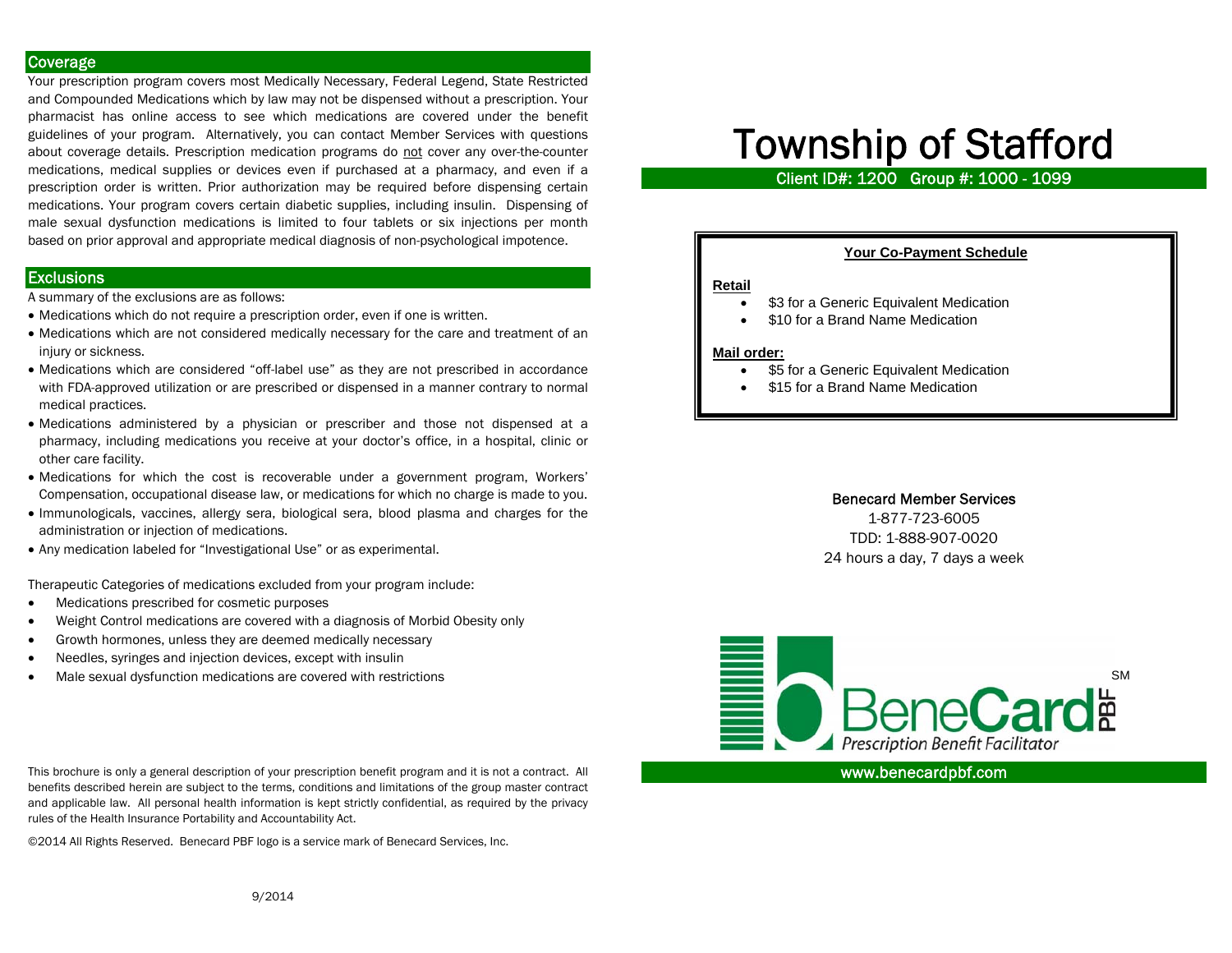## Coverage

Your prescription program covers most Medically Necessary, Federal Legend, State Restricted and Compounded Medications which by law may not be dispensed without a prescription. Your pharmacist has online access to see which medications are covered under the benefit guidelines of your program. Alternatively, you can contact Member Services with questions about coverage details. Prescription medication programs do not cover any over-the-counter medications, medical supplies or devices even if purchased at a pharmacy, and even if a prescription order is written. Prior authorization may be required before dispensing certain medications. Your program covers certain diabetic supplies, including insulin. Dispensing of male sexual dysfunction medications is limited to four tablets or six injections per month based on prior approval and appropriate medical diagnosis of non-psychological impotence.

## Exclusions

A summary of the exclusions are as follows:

- Medications which do not require a prescription order, even if one is written.
- Medications which are not considered medically necessary for the care and treatment of an injury or sickness.
- Medications which are considered "off-label use" as they are not prescribed in accordance with FDA-approved utilization or are prescribed or dispensed in a manner contrary to normal medical practices.
- Medications administered by a physician or prescriber and those not dispensed at a pharmacy, including medications you receive at your doctor's office, in a hospital, clinic or other care facility.
- Medications for which the cost is recoverable under a government program, Workers' Compensation, occupational disease law, or medications for which no charge is made to you.
- Immunologicals, vaccines, allergy sera, biological sera, blood plasma and charges for the administration or injection of medications.
- Any medication labeled for "Investigational Use" or as experimental.

Therapeutic Categories of medications excluded from your program include:

- Medications prescribed for cosmetic purposes
- Weight Control medications are covered with a diagnosis of Morbid Obesity only
- Growth hormones, unless they are deemed medically necessary
- Needles, syringes and injection devices, except with insulin
- Male sexual dysfunction medications are covered with restrictions

This brochure is only a general description of your prescription benefit program and it is not a contract. All benefits described herein are subject to the terms, conditions and limitations of the group master contract and applicable law. All personal health information is kept strictly confidential, as required by the privacy rules of the Health Insurance Portability and Accountability Act.

©2014 All Rights Reserved. Benecard PBF logo is a service mark of Benecard Services, Inc.

9/2014

# Township of Stafford

Client ID#: 1200 Group #: 1000 - 1099

**Your Co-Payment Schedule**

**Retail**

- $3 for a Generic Equivalent Medication
- $10 for a Brand Name Medication

**Mail order:**

- $5 for a Generic Equivalent Medication
- $15 for a Brand Name Medication

Benecard Member Services
1-877-723-6005
TDD: 1-888-907-0020
24 hours a day, 7 days a week

BeneCard PBF℠
Prescription Benefit Facilitator

www.benecardpbf.com